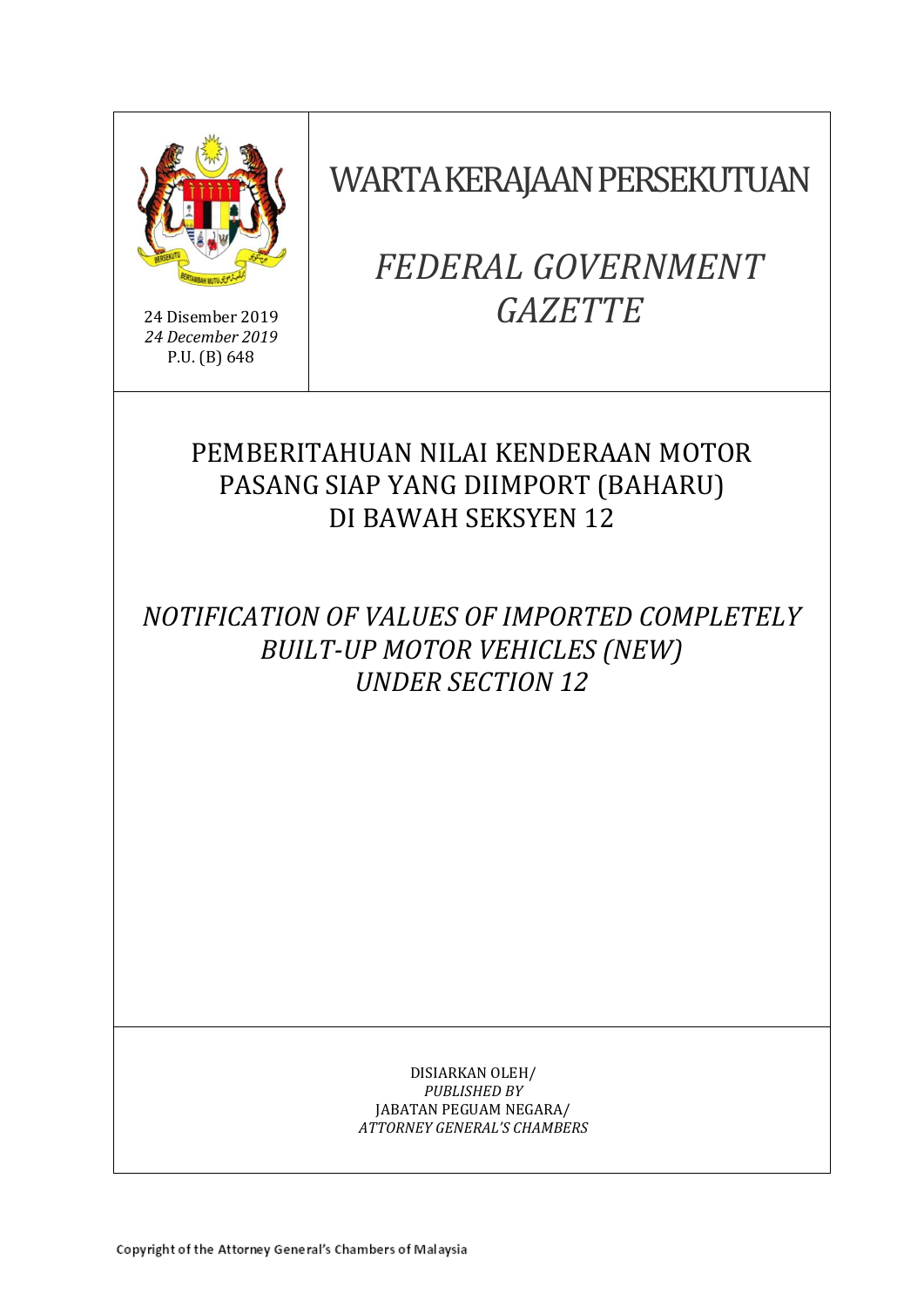24 Disember 2019
*24 December 2019*
P.U. (B) 648

# WARTA KERAJAAN PERSEKUTUAN

# *FEDERAL GOVERNMENT GAZETTE*

## PEMBERITAHUAN NILAI KENDERAAN MOTOR PASANG SIAP YANG DIIMPORT (BAHARU) DI BAWAH SEKSYEN 12

## *NOTIFICATION OF VALUES OF IMPORTED COMPLETELY BUILT-UP MOTOR VEHICLES (NEW) UNDER SECTION 12*

DISIARKAN OLEH/
*PUBLISHED BY*
JABATAN PEGUAM NEGARA/
*ATTORNEY GENERAL'S CHAMBERS*

Copyright of the Attorney General's Chambers of Malaysia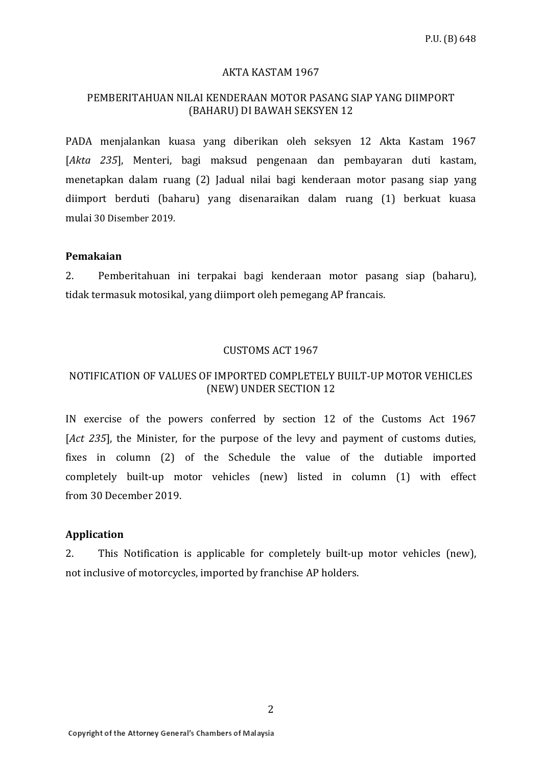P.U. (B) 648

AKTA KASTAM 1967

PEMBERITAHUAN NILAI KENDERAAN MOTOR PASANG SIAP YANG DIIMPORT (BAHARU) DI BAWAH SEKSYEN 12

PADA menjalankan kuasa yang diberikan oleh seksyen 12 Akta Kastam 1967 [*Akta 235*], Menteri, bagi maksud pengenaan dan pembayaran duti kastam, menetapkan dalam ruang (2) Jadual nilai bagi kenderaan motor pasang siap yang diimport berduti (baharu) yang disenaraikan dalam ruang (1) berkuat kuasa mulai 30 Disember 2019.

**Pemakaian**

2. Pemberitahuan ini terpakai bagi kenderaan motor pasang siap (baharu), tidak termasuk motosikal, yang diimport oleh pemegang AP francais.

CUSTOMS ACT 1967

NOTIFICATION OF VALUES OF IMPORTED COMPLETELY BUILT-UP MOTOR VEHICLES (NEW) UNDER SECTION 12

IN exercise of the powers conferred by section 12 of the Customs Act 1967 [*Act 235*], the Minister, for the purpose of the levy and payment of customs duties, fixes in column (2) of the Schedule the value of the dutiable imported completely built-up motor vehicles (new) listed in column (1) with effect from 30 December 2019.

**Application**

2. This Notification is applicable for completely built-up motor vehicles (new), not inclusive of motorcycles, imported by franchise AP holders.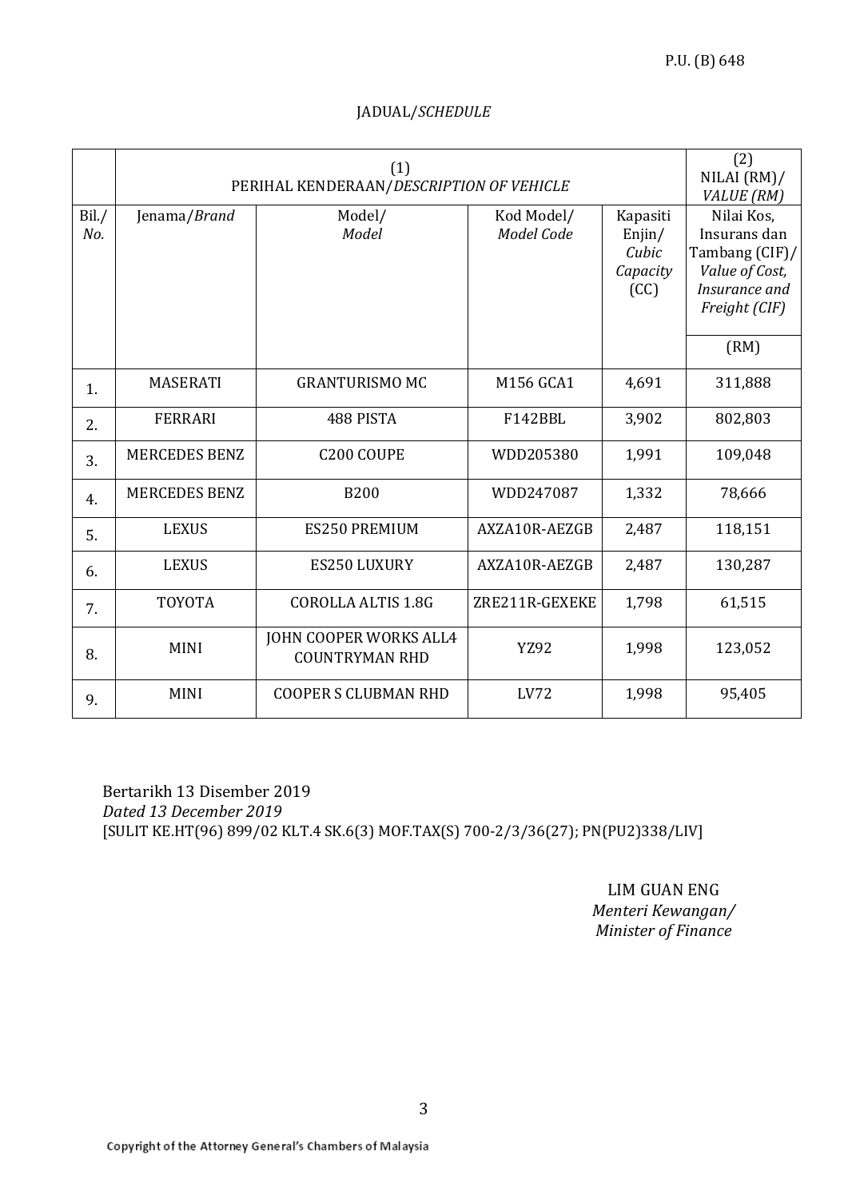P.U. (B) 648

JADUAL/*SCHEDULE*

| | (1) PERIHAL KENDERAAN/*DESCRIPTION OF VEHICLE* | | | | (2) NILAI (RM)/ *VALUE (RM)* |
|---|---|---|---|---|---|
| Bil./ *No.* | Jenama/*Brand* | Model/ *Model* | Kod Model/ *Model Code* | Kapasiti Enjin/ *Cubic Capacity* (CC) | Nilai Kos, Insurans dan Tambang (CIF)/ *Value of Cost, Insurance and Freight (CIF)* (RM) |
| 1. | MASERATI | GRANTURISMO MC | M156 GCA1 | 4,691 | 311,888 |
| 2. | FERRARI | 488 PISTA | F142BBL | 3,902 | 802,803 |
| 3. | MERCEDES BENZ | C200 COUPE | WDD205380 | 1,991 | 109,048 |
| 4. | MERCEDES BENZ | B200 | WDD247087 | 1,332 | 78,666 |
| 5. | LEXUS | ES250 PREMIUM | AXZA10R-AEZGB | 2,487 | 118,151 |
| 6. | LEXUS | ES250 LUXURY | AXZA10R-AEZGB | 2,487 | 130,287 |
| 7. | TOYOTA | COROLLA ALTIS 1.8G | ZRE211R-GEXEKE | 1,798 | 61,515 |
| 8. | MINI | JOHN COOPER WORKS ALL4 COUNTRYMAN RHD | YZ92 | 1,998 | 123,052 |
| 9. | MINI | COOPER S CLUBMAN RHD | LV72 | 1,998 | 95,405 |

Bertarikh 13 Disember 2019
*Dated 13 December 2019*
[SULIT KE.HT(96) 899/02 KLT.4 SK.6(3) MOF.TAX(S) 700-2/3/36(27); PN(PU2)338/LIV]

LIM GUAN ENG
*Menteri Kewangan/*
*Minister of Finance*

Copyright of the Attorney General's Chambers of Malaysia